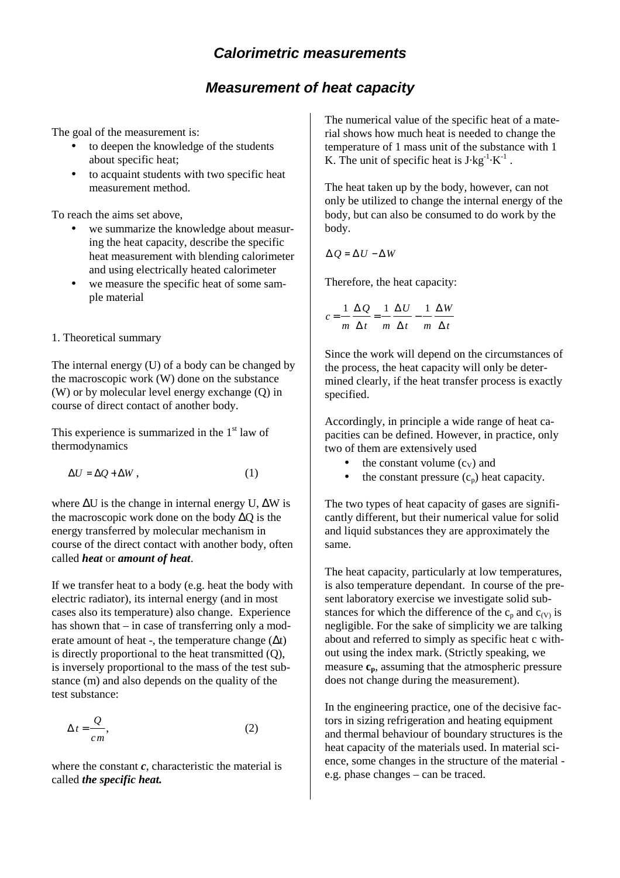# *Calorimetric measurements*

## *Measurement of heat capacity*

The goal of the measurement is:

- to deepen the knowledge of the students about specific heat;
- to acquaint students with two specific heat measurement method.

To reach the aims set above,

- we summarize the knowledge about measuring the heat capacity, describe the specific heat measurement with blending calorimeter and using electrically heated calorimeter
- we measure the specific heat of some sample material

1. Theoretical summary

The internal energy (U) of a body can be changed by the macroscopic work (W) done on the substance (W) or by molecular level energy exchange (Q) in course of direct contact of another body.

This experience is summarized in the 1st law of thermodynamics

$$\Delta U = \Delta Q + \Delta W \, , \qquad (1)$$

where ΔU is the change in internal energy U, ΔW is the macroscopic work done on the body ΔQ is the energy transferred by molecular mechanism in course of the direct contact with another body, often called ***heat*** or ***amount of heat***.

If we transfer heat to a body (e.g. heat the body with electric radiator), its internal energy (and in most cases also its temperature) also change. Experience has shown that – in case of transferring only a moderate amount of heat -, the temperature change (Δt) is directly proportional to the heat transmitted (Q), is inversely proportional to the mass of the test substance (m) and also depends on the quality of the test substance:

$$\Delta t = \frac{Q}{c\,m}, \qquad (2)$$

where the constant ***c***, characteristic the material is called ***the specific heat.***

The numerical value of the specific heat of a material shows how much heat is needed to change the temperature of 1 mass unit of the substance with 1 K. The unit of specific heat is $J{\cdot}kg^{-1}{\cdot}K^{-1}$ .

The heat taken up by the body, however, can not only be utilized to change the internal energy of the body, but can also be consumed to do work by the body.

$$\Delta Q = \Delta U - \Delta W$$

Therefore, the heat capacity:

$$c = \frac{1}{m}\frac{\Delta Q}{\Delta t} = \frac{1}{m}\frac{\Delta U}{\Delta t} - \frac{1}{m}\frac{\Delta W}{\Delta t}$$

Since the work will depend on the circumstances of the process, the heat capacity will only be determined clearly, if the heat transfer process is exactly specified.

Accordingly, in principle a wide range of heat capacities can be defined. However, in practice, only two of them are extensively used

- the constant volume ($c_V$) and
- the constant pressure ($c_p$) heat capacity.

The two types of heat capacity of gases are significantly different, but their numerical value for solid and liquid substances they are approximately the same.

The heat capacity, particularly at low temperatures, is also temperature dependant. In course of the present laboratory exercise we investigate solid substances for which the difference of the $c_p$ and $c_{(V)}$ is negligible. For the sake of simplicity we are talking about and referred to simply as specific heat c without using the index mark. (Strictly speaking, we measure $\mathbf{c_p}$, assuming that the atmospheric pressure does not change during the measurement).

In the engineering practice, one of the decisive factors in sizing refrigeration and heating equipment and thermal behaviour of boundary structures is the heat capacity of the materials used. In material science, some changes in the structure of the material - e.g. phase changes – can be traced.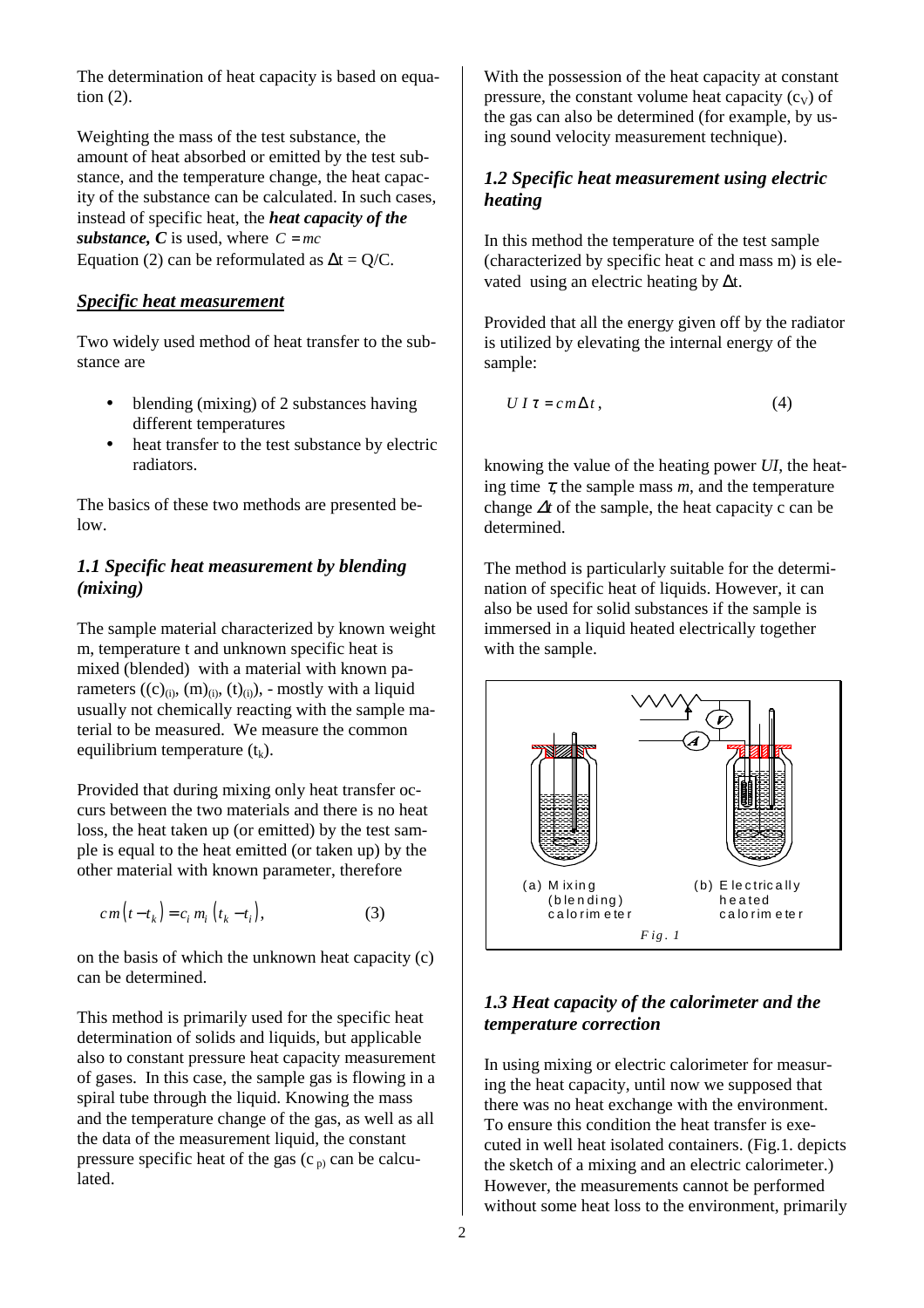The determination of heat capacity is based on equation (2).

Weighting the mass of the test substance, the amount of heat absorbed or emitted by the test substance, and the temperature change, the heat capacity of the substance can be calculated. In such cases, instead of specific heat, the ***heat capacity of the substance, C*** is used, where $C = mc$
Equation (2) can be reformulated as $\Delta t = Q/C$.

## *Specific heat measurement*

Two widely used method of heat transfer to the substance are

- blending (mixing) of 2 substances having different temperatures
- heat transfer to the test substance by electric radiators.

The basics of these two methods are presented below.

### *1.1 Specific heat measurement by blending (mixing)*

The sample material characterized by known weight m, temperature t and unknown specific heat is mixed (blended) with a material with known parameters ($(c)_{(i)}$, $(m)_{(i)}$, $(t)_{(i)}$), - mostly with a liquid usually not chemically reacting with the sample material to be measured. We measure the common equilibrium temperature ($t_k$).

Provided that during mixing only heat transfer occurs between the two materials and there is no heat loss, the heat taken up (or emitted) by the test sample is equal to the heat emitted (or taken up) by the other material with known parameter, therefore

$$c\,m\left(t - t_k\right) = c_i\, m_i\left(t_k - t_i\right), \tag{3}$$

on the basis of which the unknown heat capacity (c) can be determined.

This method is primarily used for the specific heat determination of solids and liquids, but applicable also to constant pressure heat capacity measurement of gases. In this case, the sample gas is flowing in a spiral tube through the liquid. Knowing the mass and the temperature change of the gas, as well as all the data of the measurement liquid, the constant pressure specific heat of the gas ($c_{p)}$) can be calculated.

With the possession of the heat capacity at constant pressure, the constant volume heat capacity ($c_V$) of the gas can also be determined (for example, by using sound velocity measurement technique).

### *1.2 Specific heat measurement using electric heating*

In this method the temperature of the test sample (characterized by specific heat c and mass m) is elevated using an electric heating by $\Delta t$.

Provided that all the energy given off by the radiator is utilized by elevating the internal energy of the sample:

$$U\,I\,\tau = c\,m\,\Delta t\,, \tag{4}$$

knowing the value of the heating power *UI*, the heating time $\tau$, the sample mass *m*, and the temperature change $\Delta t$ of the sample, the heat capacity c can be determined.

The method is particularly suitable for the determination of specific heat of liquids. However, it can also be used for solid substances if the sample is immersed in a liquid heated electrically together with the sample.

(a) Mixing (blending) calorimeter (b) Electrically heated calorimeter

*Fig. 1*

### *1.3 Heat capacity of the calorimeter and the temperature correction*

In using mixing or electric calorimeter for measuring the heat capacity, until now we supposed that there was no heat exchange with the environment. To ensure this condition the heat transfer is executed in well heat isolated containers. (Fig.1. depicts the sketch of a mixing and an electric calorimeter.) However, the measurements cannot be performed without some heat loss to the environment, primarily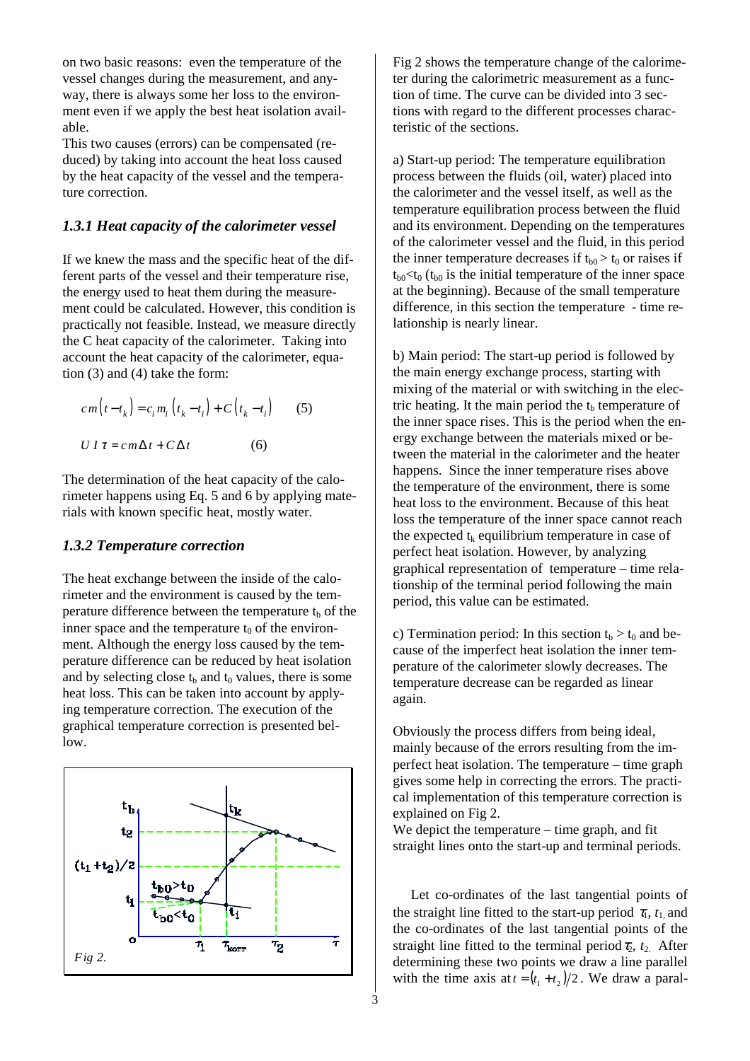on two basic reasons: even the temperature of the vessel changes during the measurement, and anyway, there is always some her loss to the environment even if we apply the best heat isolation available.

This two causes (errors) can be compensated (reduced) by taking into account the heat loss caused by the heat capacity of the vessel and the temperature correction.

### *1.3.1 Heat capacity of the calorimeter vessel*

If we knew the mass and the specific heat of the different parts of the vessel and their temperature rise, the energy used to heat them during the measurement could be calculated. However, this condition is practically not feasible. Instead, we measure directly the C heat capacity of the calorimeter. Taking into account the heat capacity of the calorimeter, equation (3) and (4) take the form:

$$c\,m\left(t-t_k\right)=c_i\,m_i\left(t_k-t_i\right)+C\left(t_k-t_i\right) \qquad (5)$$

$$U\,I\,\tau=c\,m\,\Delta t+C\,\Delta t \qquad (6)$$

The determination of the heat capacity of the calorimeter happens using Eq. 5 and 6 by applying materials with known specific heat, mostly water.

### *1.3.2 Temperature correction*

The heat exchange between the inside of the calorimeter and the environment is caused by the temperature difference between the temperature $t_b$ of the inner space and the temperature $t_0$ of the environment. Although the energy loss caused by the temperature difference can be reduced by heat isolation and by selecting close $t_b$ and $t_0$ values, there is some heat loss. This can be taken into account by applying temperature correction. The execution of the graphical temperature correction is presented bellow.

*Fig 2.*

Fig 2 shows the temperature change of the calorimeter during the calorimetric measurement as a function of time. The curve can be divided into 3 sections with regard to the different processes characteristic of the sections.

a) Start-up period: The temperature equilibration process between the fluids (oil, water) placed into the calorimeter and the vessel itself, as well as the temperature equilibration process between the fluid and its environment. Depending on the temperatures of the calorimeter vessel and the fluid, in this period the inner temperature decreases if $t_{b0} > t_0$ or raises if $t_{b0}<t_0$ ($t_{b0}$ is the initial temperature of the inner space at the beginning). Because of the small temperature difference, in this section the temperature - time relationship is nearly linear.

b) Main period: The start-up period is followed by the main energy exchange process, starting with mixing of the material or with switching in the electric heating. It the main period the $t_b$ temperature of the inner space rises. This is the period when the energy exchange between the materials mixed or between the material in the calorimeter and the heater happens. Since the inner temperature rises above the temperature of the environment, there is some heat loss to the environment. Because of this heat loss the temperature of the inner space cannot reach the expected $t_k$ equilibrium temperature in case of perfect heat isolation. However, by analyzing graphical representation of temperature – time relationship of the terminal period following the main period, this value can be estimated.

c) Termination period: In this section $t_b > t_0$ and because of the imperfect heat isolation the inner temperature of the calorimeter slowly decreases. The temperature decrease can be regarded as linear again.

Obviously the process differs from being ideal, mainly because of the errors resulting from the imperfect heat isolation. The temperature – time graph gives some help in correcting the errors. The practical implementation of this temperature correction is explained on Fig 2.

We depict the temperature – time graph, and fit straight lines onto the start-up and terminal periods.

Let co-ordinates of the last tangential points of the straight line fitted to the start-up period $\tau_1$, $t_1$ and the co-ordinates of the last tangential points of the straight line fitted to the terminal period $\tau_2$, $t_2$. After determining these two points we draw a line parallel with the time axis at $t=(t_1+t_2)/2$. We draw a paral-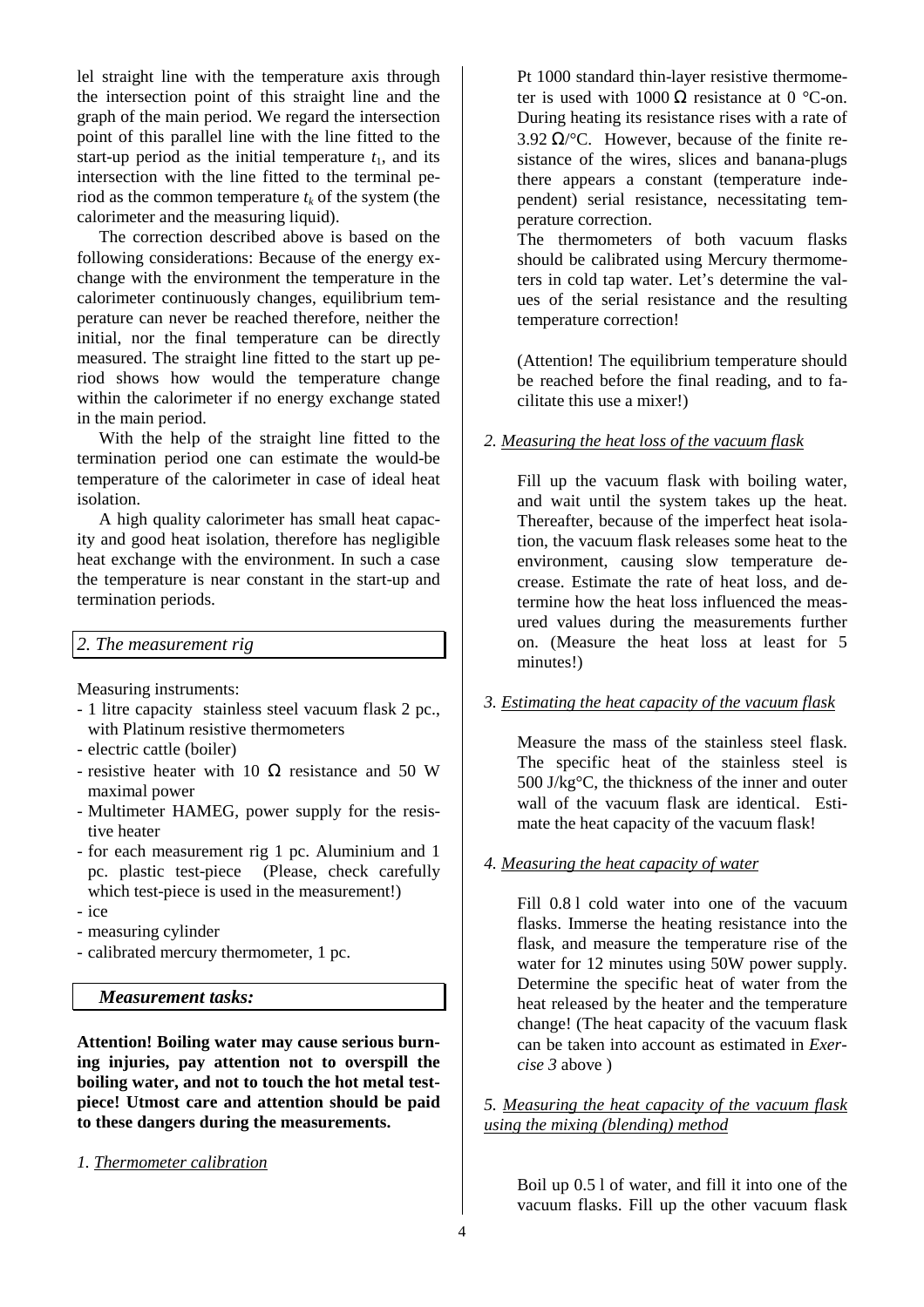lel straight line with the temperature axis through the intersection point of this straight line and the graph of the main period. We regard the intersection point of this parallel line with the line fitted to the start-up period as the initial temperature $t_1$, and its intersection with the line fitted to the terminal period as the common temperature $t_k$ of the system (the calorimeter and the measuring liquid).

The correction described above is based on the following considerations: Because of the energy exchange with the environment the temperature in the calorimeter continuously changes, equilibrium temperature can never be reached therefore, neither the initial, nor the final temperature can be directly measured. The straight line fitted to the start up period shows how would the temperature change within the calorimeter if no energy exchange stated in the main period.

With the help of the straight line fitted to the termination period one can estimate the would-be temperature of the calorimeter in case of ideal heat isolation.

A high quality calorimeter has small heat capacity and good heat isolation, therefore has negligible heat exchange with the environment. In such a case the temperature is near constant in the start-up and termination periods.

## *2. The measurement rig*

Measuring instruments:

- 1 litre capacity stainless steel vacuum flask 2 pc., with Platinum resistive thermometers
- electric cattle (boiler)
- resistive heater with 10 Ω resistance and 50 W maximal power
- Multimeter HAMEG, power supply for the resistive heater
- for each measurement rig 1 pc. Aluminium and 1 pc. plastic test-piece (Please, check carefully which test-piece is used in the measurement!)
- ice
- measuring cylinder
- calibrated mercury thermometer, 1 pc.

## *Measurement tasks:*

**Attention! Boiling water may cause serious burning injuries, pay attention not to overspill the boiling water, and not to touch the hot metal test-piece! Utmost care and attention should be paid to these dangers during the measurements.**

*1. Thermometer calibration*

Pt 1000 standard thin-layer resistive thermometer is used with 1000 Ω resistance at 0 °C-on. During heating its resistance rises with a rate of 3.92 Ω/°C. However, because of the finite resistance of the wires, slices and banana-plugs there appears a constant (temperature independent) serial resistance, necessitating temperature correction.
The thermometers of both vacuum flasks should be calibrated using Mercury thermometers in cold tap water. Let's determine the values of the serial resistance and the resulting temperature correction!

(Attention! The equilibrium temperature should be reached before the final reading, and to facilitate this use a mixer!)

*2. Measuring the heat loss of the vacuum flask*

Fill up the vacuum flask with boiling water, and wait until the system takes up the heat. Thereafter, because of the imperfect heat isolation, the vacuum flask releases some heat to the environment, causing slow temperature decrease. Estimate the rate of heat loss, and determine how the heat loss influenced the measured values during the measurements further on. (Measure the heat loss at least for 5 minutes!)

*3. Estimating the heat capacity of the vacuum flask*

Measure the mass of the stainless steel flask. The specific heat of the stainless steel is 500 J/kg°C, the thickness of the inner and outer wall of the vacuum flask are identical. Estimate the heat capacity of the vacuum flask!

*4. Measuring the heat capacity of water*

Fill 0.8 l cold water into one of the vacuum flasks. Immerse the heating resistance into the flask, and measure the temperature rise of the water for 12 minutes using 50W power supply. Determine the specific heat of water from the heat released by the heater and the temperature change! (The heat capacity of the vacuum flask can be taken into account as estimated in *Exercise 3* above )

*5. Measuring the heat capacity of the vacuum flask using the mixing (blending) method*

Boil up 0.5 l of water, and fill it into one of the vacuum flasks. Fill up the other vacuum flask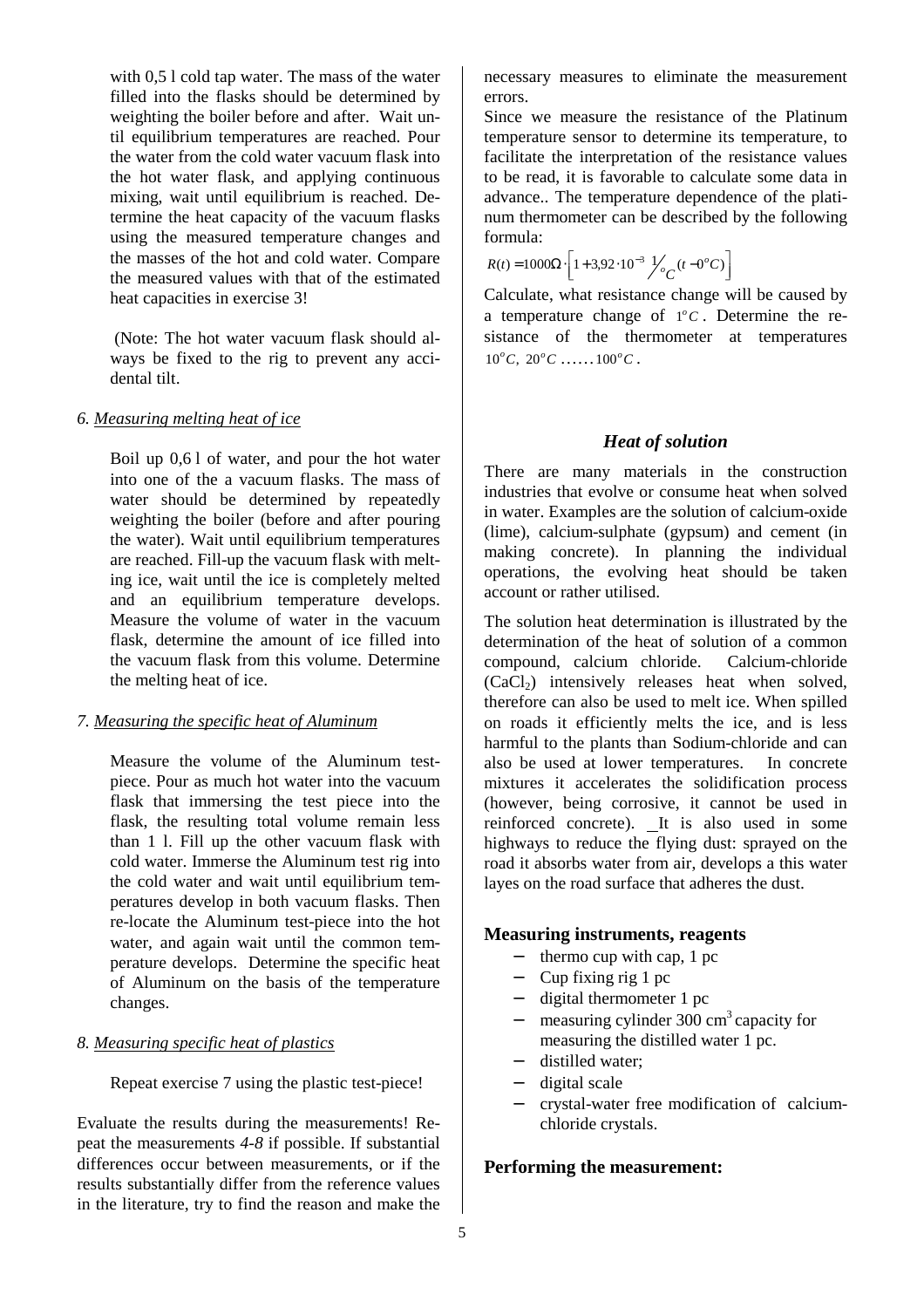with 0,5 l cold tap water. The mass of the water filled into the flasks should be determined by weighting the boiler before and after. Wait until equilibrium temperatures are reached. Pour the water from the cold water vacuum flask into the hot water flask, and applying continuous mixing, wait until equilibrium is reached. Determine the heat capacity of the vacuum flasks using the measured temperature changes and the masses of the hot and cold water. Compare the measured values with that of the estimated heat capacities in exercise 3!

(Note: The hot water vacuum flask should always be fixed to the rig to prevent any accidental tilt.

*6. Measuring melting heat of ice*

Boil up 0,6 l of water, and pour the hot water into one of the a vacuum flasks. The mass of water should be determined by repeatedly weighting the boiler (before and after pouring the water). Wait until equilibrium temperatures are reached. Fill-up the vacuum flask with melting ice, wait until the ice is completely melted and an equilibrium temperature develops. Measure the volume of water in the vacuum flask, determine the amount of ice filled into the vacuum flask from this volume. Determine the melting heat of ice.

*7. Measuring the specific heat of Aluminum*

Measure the volume of the Aluminum test-piece. Pour as much hot water into the vacuum flask that immersing the test piece into the flask, the resulting total volume remain less than 1 l. Fill up the other vacuum flask with cold water. Immerse the Aluminum test rig into the cold water and wait until equilibrium temperatures develop in both vacuum flasks. Then re-locate the Aluminum test-piece into the hot water, and again wait until the common temperature develops. Determine the specific heat of Aluminum on the basis of the temperature changes.

*8. Measuring specific heat of plastics*

Repeat exercise 7 using the plastic test-piece!

Evaluate the results during the measurements! Repeat the measurements *4-8* if possible. If substantial differences occur between measurements, or if the results substantially differ from the reference values in the literature, try to find the reason and make the necessary measures to eliminate the measurement errors.

Since we measure the resistance of the Platinum temperature sensor to determine its temperature, to facilitate the interpretation of the resistance values to be read, it is favorable to calculate some data in advance.. The temperature dependence of the platinum thermometer can be described by the following formula:

$$R(t) = 1000\Omega \cdot \left[1 + 3{,}92 \cdot 10^{-3}\ {}^{1}\!/_{^{o}C}\,(t - 0^{o}C)\right]$$

Calculate, what resistance change will be caused by a temperature change of $1^{o}C$. Determine the resistance of the thermometer at temperatures $10^{o}C,\ 20^{o}C\ \ldots\ldots 100^{o}C$.

### *Heat of solution*

There are many materials in the construction industries that evolve or consume heat when solved in water. Examples are the solution of calcium-oxide (lime), calcium-sulphate (gypsum) and cement (in making concrete). In planning the individual operations, the evolving heat should be taken account or rather utilised.

The solution heat determination is illustrated by the determination of the heat of solution of a common compound, calcium chloride. Calcium-chloride ($CaCl_2$) intensively releases heat when solved, therefore can also be used to melt ice. When spilled on roads it efficiently melts the ice, and is less harmful to the plants than Sodium-chloride and can also be used at lower temperatures. In concrete mixtures it accelerates the solidification process (however, being corrosive, it cannot be used in reinforced concrete). It is also used in some highways to reduce the flying dust: sprayed on the road it absorbs water from air, develops a this water layes on the road surface that adheres the dust.

#### **Measuring instruments, reagents**

- thermo cup with cap, 1 pc
- Cup fixing rig 1 pc
- digital thermometer 1 pc
- measuring cylinder 300 cm$^3$ capacity for measuring the distilled water 1 pc.
- distilled water;
- digital scale
- crystal-water free modification of calcium-chloride crystals.

#### **Performing the measurement:**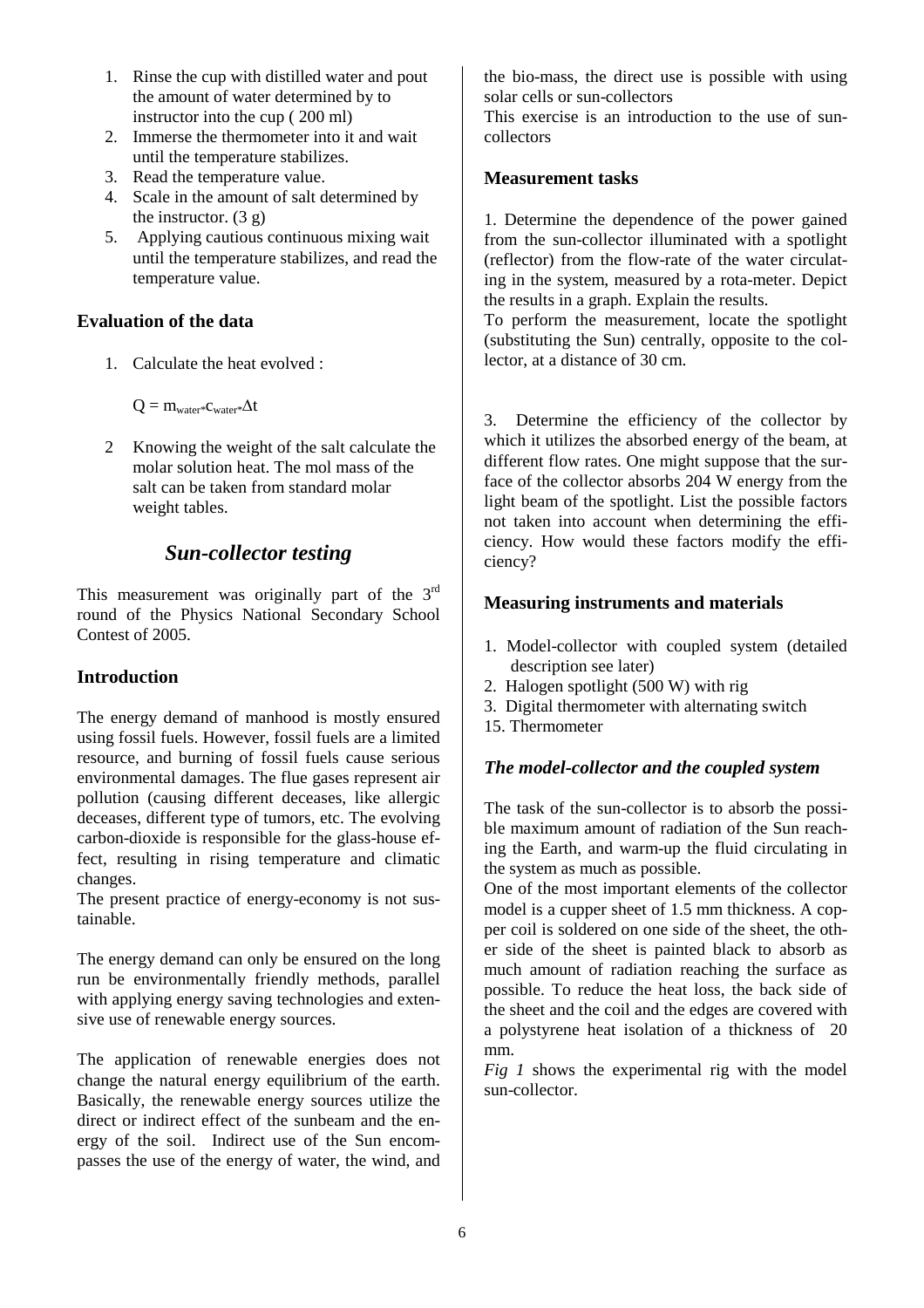1. Rinse the cup with distilled water and pout the amount of water determined by to instructor into the cup ( 200 ml)
2. Immerse the thermometer into it and wait until the temperature stabilizes.
3. Read the temperature value.
4. Scale in the amount of salt determined by the instructor. (3 g)
5. Applying cautious continuous mixing wait until the temperature stabilizes, and read the temperature value.

### Evaluation of the data

1. Calculate the heat evolved :

   $Q = m_{water*}c_{water*}\Delta t$

2. Knowing the weight of the salt calculate the molar solution heat. The mol mass of the salt can be taken from standard molar weight tables.

## *Sun-collector testing*

This measurement was originally part of the $3^{rd}$ round of the Physics National Secondary School Contest of 2005.

### Introduction

The energy demand of manhood is mostly ensured using fossil fuels. However, fossil fuels are a limited resource, and burning of fossil fuels cause serious environmental damages. The flue gases represent air pollution (causing different deceases, like allergic deceases, different type of tumors, etc. The evolving carbon-dioxide is responsible for the glass-house effect, resulting in rising temperature and climatic changes.

The present practice of energy-economy is not sustainable.

The energy demand can only be ensured on the long run be environmentally friendly methods, parallel with applying energy saving technologies and extensive use of renewable energy sources.

The application of renewable energies does not change the natural energy equilibrium of the earth. Basically, the renewable energy sources utilize the direct or indirect effect of the sunbeam and the energy of the soil. Indirect use of the Sun encompasses the use of the energy of water, the wind, and the bio-mass, the direct use is possible with using solar cells or sun-collectors

This exercise is an introduction to the use of sun-collectors

### Measurement tasks

1. Determine the dependence of the power gained from the sun-collector illuminated with a spotlight (reflector) from the flow-rate of the water circulating in the system, measured by a rota-meter. Depict the results in a graph. Explain the results.

To perform the measurement, locate the spotlight (substituting the Sun) centrally, opposite to the collector, at a distance of 30 cm.

3. Determine the efficiency of the collector by which it utilizes the absorbed energy of the beam, at different flow rates. One might suppose that the surface of the collector absorbs 204 W energy from the light beam of the spotlight. List the possible factors not taken into account when determining the efficiency. How would these factors modify the efficiency?

### Measuring instruments and materials

1. Model-collector with coupled system (detailed description see later)
2. Halogen spotlight (500 W) with rig
3. Digital thermometer with alternating switch
15. Thermometer

### *The model-collector and the coupled system*

The task of the sun-collector is to absorb the possible maximum amount of radiation of the Sun reaching the Earth, and warm-up the fluid circulating in the system as much as possible.

One of the most important elements of the collector model is a cupper sheet of 1.5 mm thickness. A copper coil is soldered on one side of the sheet, the other side of the sheet is painted black to absorb as much amount of radiation reaching the surface as possible. To reduce the heat loss, the back side of the sheet and the coil and the edges are covered with a polystyrene heat isolation of a thickness of 20 mm.

*Fig 1* shows the experimental rig with the model sun-collector.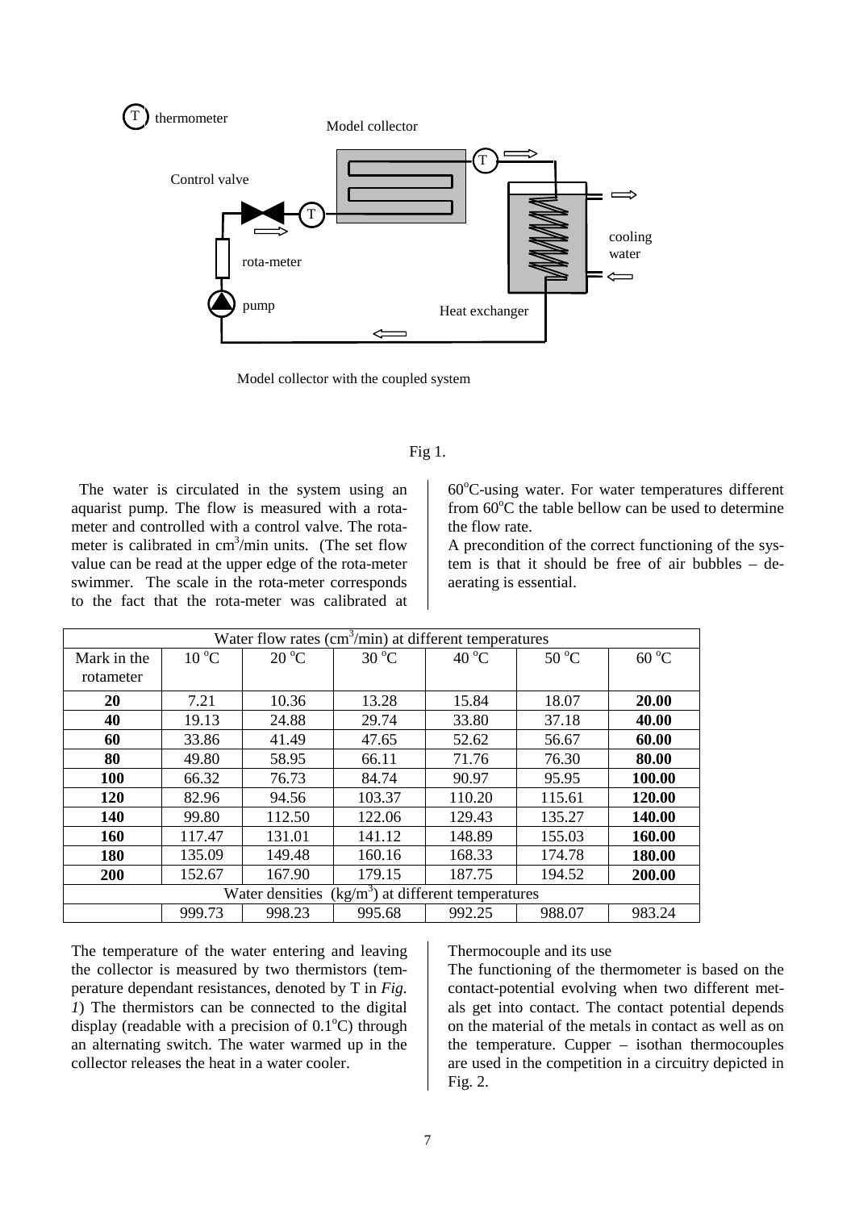T thermometer

Model collector

Control valve

rota-meter

pump

Heat exchanger

cooling water

Model collector with the coupled system

Fig 1.

The water is circulated in the system using an aquarist pump. The flow is measured with a rota-meter and controlled with a control valve. The rota-meter is calibrated in cm$^3$/min units. (The set flow value can be read at the upper edge of the rota-meter swimmer. The scale in the rota-meter corresponds to the fact that the rota-meter was calibrated at 60$^o$C-using water. For water temperatures different from 60$^o$C the table bellow can be used to determine the flow rate.

A precondition of the correct functioning of the system is that it should be free of air bubbles – de-aerating is essential.

| Water flow rates (cm$^3$/min) at different temperatures | | | | | | |
|---|---|---|---|---|---|---|
| Mark in the rotameter | 10 $^o$C | 20 $^o$C | 30 $^o$C | 40 $^o$C | 50 $^o$C | 60 $^o$C |
| **20** | 7.21 | 10.36 | 13.28 | 15.84 | 18.07 | **20.00** |
| **40** | 19.13 | 24.88 | 29.74 | 33.80 | 37.18 | **40.00** |
| **60** | 33.86 | 41.49 | 47.65 | 52.62 | 56.67 | **60.00** |
| **80** | 49.80 | 58.95 | 66.11 | 71.76 | 76.30 | **80.00** |
| **100** | 66.32 | 76.73 | 84.74 | 90.97 | 95.95 | **100.00** |
| **120** | 82.96 | 94.56 | 103.37 | 110.20 | 115.61 | **120.00** |
| **140** | 99.80 | 112.50 | 122.06 | 129.43 | 135.27 | **140.00** |
| **160** | 117.47 | 131.01 | 141.12 | 148.89 | 155.03 | **160.00** |
| **180** | 135.09 | 149.48 | 160.16 | 168.33 | 174.78 | **180.00** |
| **200** | 152.67 | 167.90 | 179.15 | 187.75 | 194.52 | **200.00** |
| Water densities (kg/m$^3$) at different temperatures | | | | | | |
| | 999.73 | 998.23 | 995.68 | 992.25 | 988.07 | 983.24 |

The temperature of the water entering and leaving the collector is measured by two thermistors (temperature dependant resistances, denoted by T in *Fig. 1*) The thermistors can be connected to the digital display (readable with a precision of 0.1$^o$C) through an alternating switch. The water warmed up in the collector releases the heat in a water cooler.

Thermocouple and its use

The functioning of the thermometer is based on the contact-potential evolving when two different metals get into contact. The contact potential depends on the material of the metals in contact as well as on the temperature. Cupper – isothan thermocouples are used in the competition in a circuitry depicted in Fig. 2.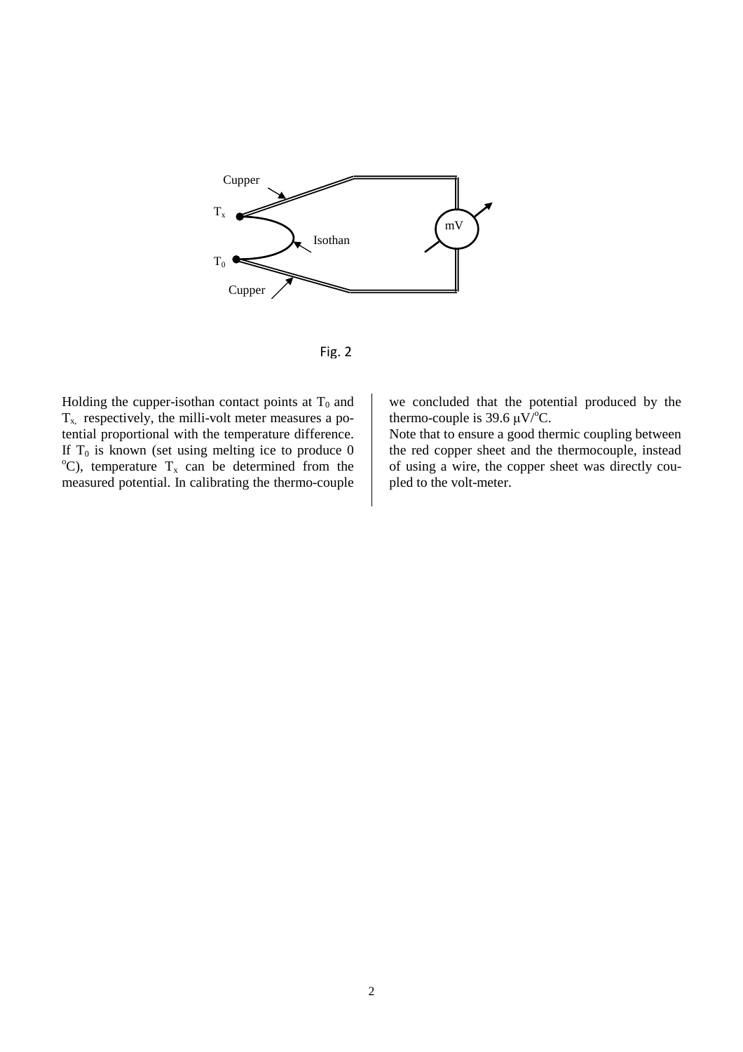Cupper

$T_x$

Isothan

mV

$T_0$

Cupper

Fig. 2

Holding the cupper-isothan contact points at $T_0$ and $T_x$, respectively, the milli-volt meter measures a potential proportional with the temperature difference. If $T_0$ is known (set using melting ice to produce 0 $^oC$), temperature $T_x$ can be determined from the measured potential. In calibrating the thermo-couple we concluded that the potential produced by the thermo-couple is 39.6 $\mu V/^oC$.

Note that to ensure a good thermic coupling between the red copper sheet and the thermocouple, instead of using a wire, the copper sheet was directly coupled to the volt-meter.